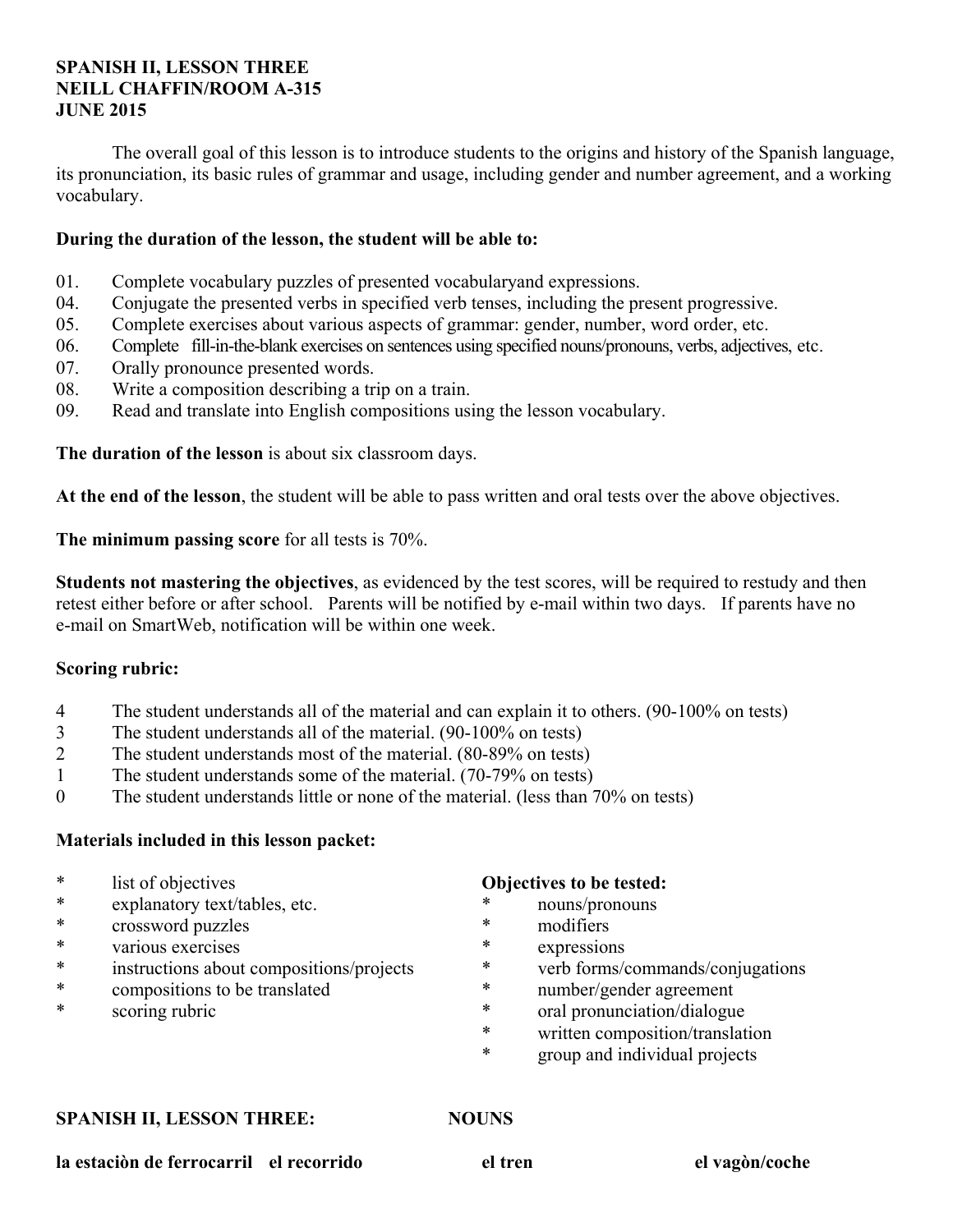**SPANISH II, LESSON THREE**
**NEILL CHAFFIN/ROOM A-315**
**JUNE 2015**

The overall goal of this lesson is to introduce students to the origins and history of the Spanish language, its pronunciation, its basic rules of grammar and usage, including gender and number agreement, and a working vocabulary.

**During the duration of the lesson, the student will be able to:**

01. Complete vocabulary puzzles of presented vocabularyand expressions.
04. Conjugate the presented verbs in specified verb tenses, including the present progressive.
05. Complete exercises about various aspects of grammar: gender, number, word order, etc.
06. Complete fill-in-the-blank exercises on sentences using specified nouns/pronouns, verbs, adjectives, etc.
07. Orally pronounce presented words.
08. Write a composition describing a trip on a train.
09. Read and translate into English compositions using the lesson vocabulary.

**The duration of the lesson** is about six classroom days.

**At the end of the lesson**, the student will be able to pass written and oral tests over the above objectives.

**The minimum passing score** for all tests is 70%.

**Students not mastering the objectives**, as evidenced by the test scores, will be required to restudy and then retest either before or after school. Parents will be notified by e-mail within two days. If parents have no e-mail on SmartWeb, notification will be within one week.

**Scoring rubric:**

4 The student understands all of the material and can explain it to others. (90-100% on tests)
3 The student understands all of the material. (90-100% on tests)
2 The student understands most of the material. (80-89% on tests)
1 The student understands some of the material. (70-79% on tests)
0 The student understands little or none of the material. (less than 70% on tests)

**Materials included in this lesson packet:**

* list of objectives
* explanatory text/tables, etc.
* crossword puzzles
* various exercises
* instructions about compositions/projects
* compositions to be translated
* scoring rubric

**Objectives to be tested:**

* nouns/pronouns
* modifiers
* expressions
* verb forms/commands/conjugations
* number/gender agreement
* oral pronunciation/dialogue
* written composition/translation
* group and individual projects

**SPANISH II, LESSON THREE: NOUNS**

**la estaciòn de ferrocarril** **el recorrido** **el tren** **el vagòn/coche**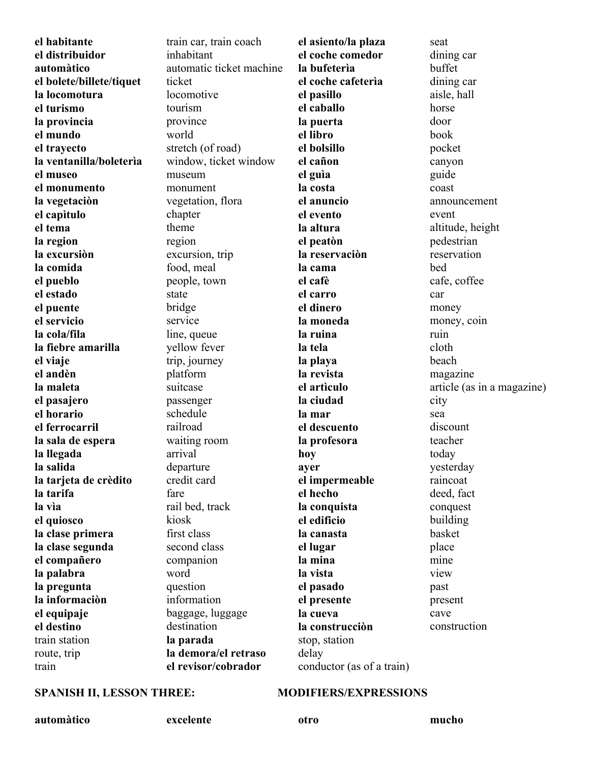| | | | |
|---|---|---|---|
| **el habitante** | train car, train coach | **el asiento/la plaza** | seat |
| **el distribuidor** | inhabitant | **el coche comedor** | dining car |
| **automàtico** | automatic ticket machine | **la bufeterìa** | buffet |
| **el bolete/billete/tiquet** | ticket | **el coche cafeterìa** | dining car |
| **la locomotura** | locomotive | **el pasillo** | aisle, hall |
| **el turismo** | tourism | **el caballo** | horse |
| **la provincia** | province | **la puerta** | door |
| **el mundo** | world | **el libro** | book |
| **el trayecto** | stretch (of road) | **el bolsillo** | pocket |
| **la ventanilla/boleterìa** | window, ticket window | **el cañon** | canyon |
| **el museo** | museum | **el guìa** | guide |
| **el monumento** | monument | **la costa** | coast |
| **la vegetaciòn** | vegetation, flora | **el anuncio** | announcement |
| **el capìtulo** | chapter | **el evento** | event |
| **el tema** | theme | **la altura** | altitude, height |
| **la region** | region | **el peatòn** | pedestrian |
| **la excursiòn** | excursion, trip | **la reservaciòn** | reservation |
| **la comida** | food, meal | **la cama** | bed |
| **el pueblo** | people, town | **el cafè** | cafe, coffee |
| **el estado** | state | **el carro** | car |
| **el puente** | bridge | **el dinero** | money |
| **el servicio** | service | **la moneda** | money, coin |
| **la cola/fila** | line, queue | **la ruina** | ruin |
| **la fiebre amarilla** | yellow fever | **la tela** | cloth |
| **el viaje** | trip, journey | **la playa** | beach |
| **el andèn** | platform | **la revista** | magazine |
| **la maleta** | suitcase | **el artìculo** | article (as in a magazine) |
| **el pasajero** | passenger | **la ciudad** | city |
| **el horario** | schedule | **la mar** | sea |
| **el ferrocarril** | railroad | **el descuento** | discount |
| **la sala de espera** | waiting room | **la profesora** | teacher |
| **la llegada** | arrival | **hoy** | today |
| **la salida** | departure | **ayer** | yesterday |
| **la tarjeta de crèdito** | credit card | **el impermeable** | raincoat |
| **la tarifa** | fare | **el hecho** | deed, fact |
| **la vìa** | rail bed, track | **la conquista** | conquest |
| **el quiosco** | kiosk | **el edificio** | building |
| **la clase primera** | first class | **la canasta** | basket |
| **la clase segunda** | second class | **el lugar** | place |
| **el compañero** | companion | **la mina** | mine |
| **la palabra** | word | **la vista** | view |
| **la pregunta** | question | **el pasado** | past |
| **la informaciòn** | information | **el presente** | present |
| **el equipaje** | baggage, luggage | **la cueva** | cave |
| **el destino** | destination | **la construcciòn** | construction |
| train station | **la parada** | stop, station | |
| route, trip | **la demora/el retraso** | delay | |
| train | **el revisor/cobrador** | conductor (as of a train) | |

**SPANISH II, LESSON THREE: MODIFIERS/EXPRESSIONS**

| | | | |
|---|---|---|---|
| **automàtico** | **excelente** | **otro** | **mucho** |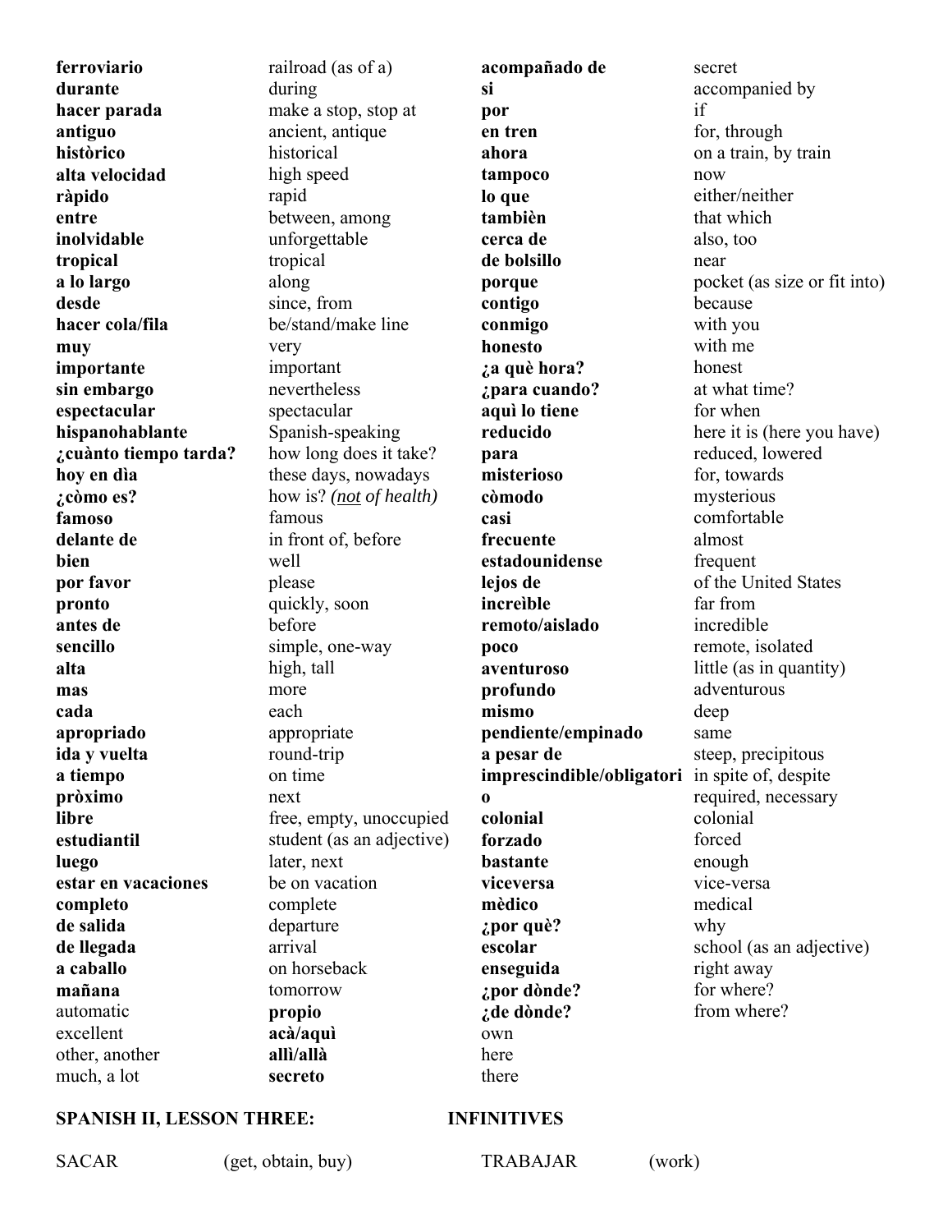| ferroviario | railroad (as of a) | acompañado de | secret |
|---|---|---|---|
| **durante** | during | **si** | accompanied by |
| **hacer parada** | make a stop, stop at | **por** | if |
| **antiguo** | ancient, antique | **en tren** | for, through |
| **històrico** | historical | **ahora** | on a train, by train |
| **alta velocidad** | high speed | **tampoco** | now |
| **ràpido** | rapid | **lo que** | either/neither |
| **entre** | between, among | **tambièn** | that which |
| **inolvidable** | unforgettable | **cerca de** | also, too |
| **tropical** | tropical | **de bolsillo** | near |
| **a lo largo** | along | **porque** | pocket (as size or fit into) |
| **desde** | since, from | **contigo** | because |
| **hacer cola/fila** | be/stand/make line | **conmigo** | with you |
| **muy** | very | **honesto** | with me |
| **importante** | important | **¿a què hora?** | honest |
| **sin embargo** | nevertheless | **¿para cuando?** | at what time? |
| **espectacular** | spectacular | **aquì lo tiene** | for when |
| **hispanohablante** | Spanish-speaking | **reducido** | here it is (here you have) |
| **¿cuànto tiempo tarda?** | how long does it take? | **para** | reduced, lowered |
| **hoy en dìa** | these days, nowadays | **misterioso** | for, towards |
| **¿còmo es?** | how is? *(not of health)* | **còmodo** | mysterious |
| **famoso** | famous | **casi** | comfortable |
| **delante de** | in front of, before | **frecuente** | almost |
| **bien** | well | **estadounidense** | frequent |
| **por favor** | please | **lejos de** | of the United States |
| **pronto** | quickly, soon | **increìble** | far from |
| **antes de** | before | **remoto/aislado** | incredible |
| **sencillo** | simple, one-way | **poco** | remote, isolated |
| **alta** | high, tall | **aventuroso** | little (as in quantity) |
| **mas** | more | **profundo** | adventurous |
| **cada** | each | **mismo** | deep |
| **apropriado** | appropriate | **pendiente/empinado** | same |
| **ida y vuelta** | round-trip | **a pesar de** | steep, precipitous |
| **a tiempo** | on time | **imprescindible/obligatori** | in spite of, despite |
| **pròximo** | next | **o** | required, necessary |
| **libre** | free, empty, unoccupied | **colonial** | colonial |
| **estudiantil** | student (as an adjective) | **forzado** | forced |
| **luego** | later, next | **bastante** | enough |
| **estar en vacaciones** | be on vacation | **viceversa** | vice-versa |
| **completo** | complete | **mèdico** | medical |
| **de salida** | departure | **¿por què?** | why |
| **de llegada** | arrival | **escolar** | school (as an adjective) |
| **a caballo** | on horseback | **enseguida** | right away |
| **mañana** | tomorrow | **¿por dònde?** | for where? |
| automatic | **propio** | **¿de dònde?** | from where? |
| excellent | **acà/aquì** | own | |
| other, another | **allì/allà** | here | |
| much, a lot | **secreto** | there | |

**SPANISH II, LESSON THREE:** **INFINITIVES**

SACAR (get, obtain, buy) TRABAJAR (work)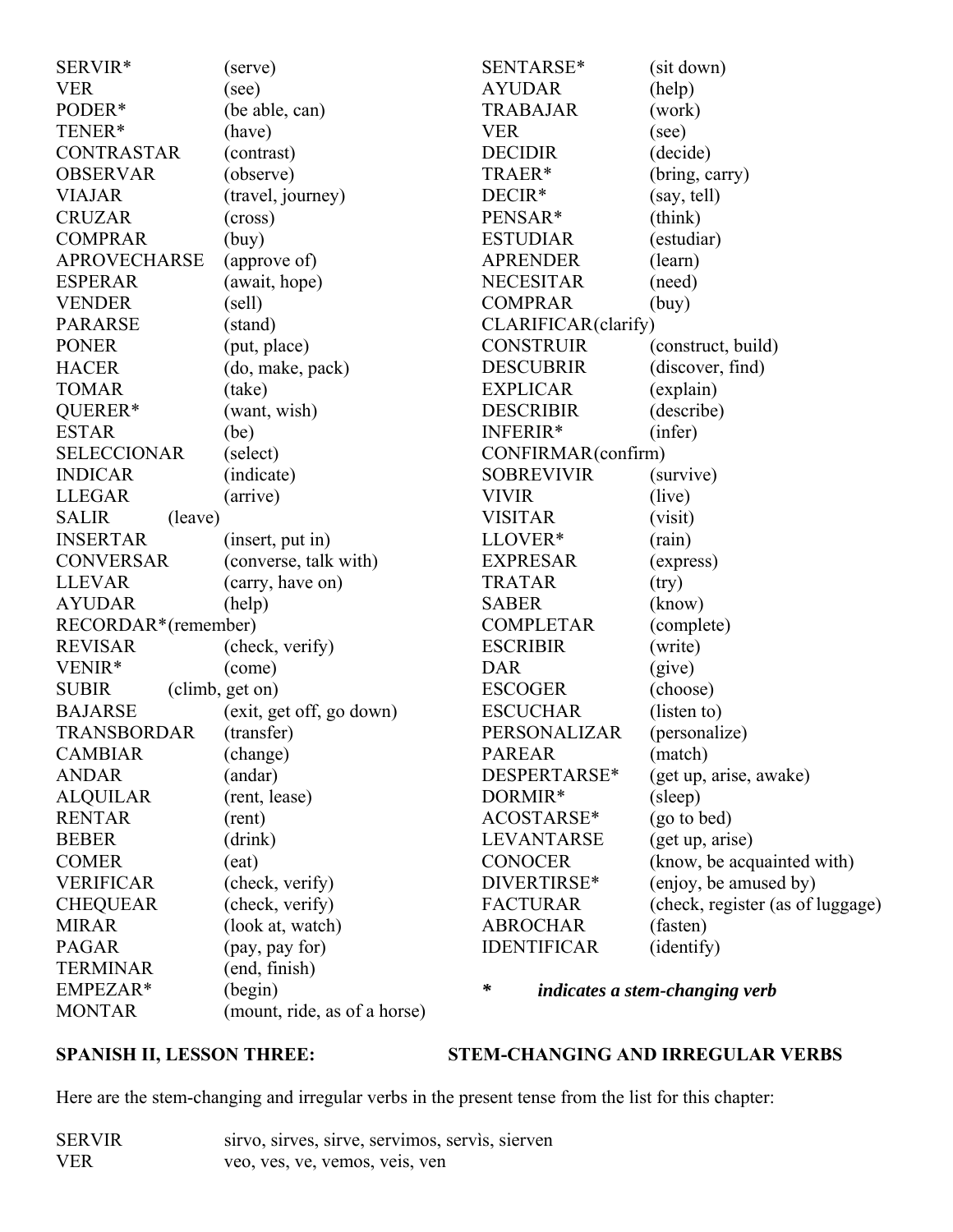SERVIR* (serve)
VER (see)
PODER* (be able, can)
TENER* (have)
CONTRASTAR (contrast)
OBSERVAR (observe)
VIAJAR (travel, journey)
CRUZAR (cross)
COMPRAR (buy)
APROVECHARSE (approve of)
ESPERAR (await, hope)
VENDER (sell)
PARARSE (stand)
PONER (put, place)
HACER (do, make, pack)
TOMAR (take)
QUERER* (want, wish)
ESTAR (be)
SELECCIONAR (select)
INDICAR (indicate)
LLEGAR (arrive)
SALIR (leave)
INSERTAR (insert, put in)
CONVERSAR (converse, talk with)
LLEVAR (carry, have on)
AYUDAR (help)
RECORDAR*(remember)
REVISAR (check, verify)
VENIR* (come)
SUBIR (climb, get on)
BAJARSE (exit, get off, go down)
TRANSBORDAR (transfer)
CAMBIAR (change)
ANDAR (andar)
ALQUILAR (rent, lease)
RENTAR (rent)
BEBER (drink)
COMER (eat)
VERIFICAR (check, verify)
CHEQUEAR (check, verify)
MIRAR (look at, watch)
PAGAR (pay, pay for)
TERMINAR (end, finish)
EMPEZAR* (begin)
MONTAR (mount, ride, as of a horse)

SENTARSE* (sit down)
AYUDAR (help)
TRABAJAR (work)
VER (see)
DECIDIR (decide)
TRAER* (bring, carry)
DECIR* (say, tell)
PENSAR* (think)
ESTUDIAR (estudiar)
APRENDER (learn)
NECESITAR (need)
COMPRAR (buy)
CLARIFICAR(clarify)
CONSTRUIR (construct, build)
DESCUBRIR (discover, find)
EXPLICAR (explain)
DESCRIBIR (describe)
INFERIR* (infer)
CONFIRMAR(confirm)
SOBREVIVIR (survive)
VIVIR (live)
VISITAR (visit)
LLOVER* (rain)
EXPRESAR (express)
TRATAR (try)
SABER (know)
COMPLETAR (complete)
ESCRIBIR (write)
DAR (give)
ESCOGER (choose)
ESCUCHAR (listen to)
PERSONALIZAR (personalize)
PAREAR (match)
DESPERTARSE* (get up, arise, awake)
DORMIR* (sleep)
ACOSTARSE* (go to bed)
LEVANTARSE (get up, arise)
CONOCER (know, be acquainted with)
DIVERTIRSE* (enjoy, be amused by)
FACTURAR (check, register (as of luggage)
ABROCHAR (fasten)
IDENTIFICAR (identify)

**\*** ***indicates a stem-changing verb***

**SPANISH II, LESSON THREE: STEM-CHANGING AND IRREGULAR VERBS**

Here are the stem-changing and irregular verbs in the present tense from the list for this chapter:

SERVIR sirvo, sirves, sirve, servimos, servìs, sierven
VER veo, ves, ve, vemos, veis, ven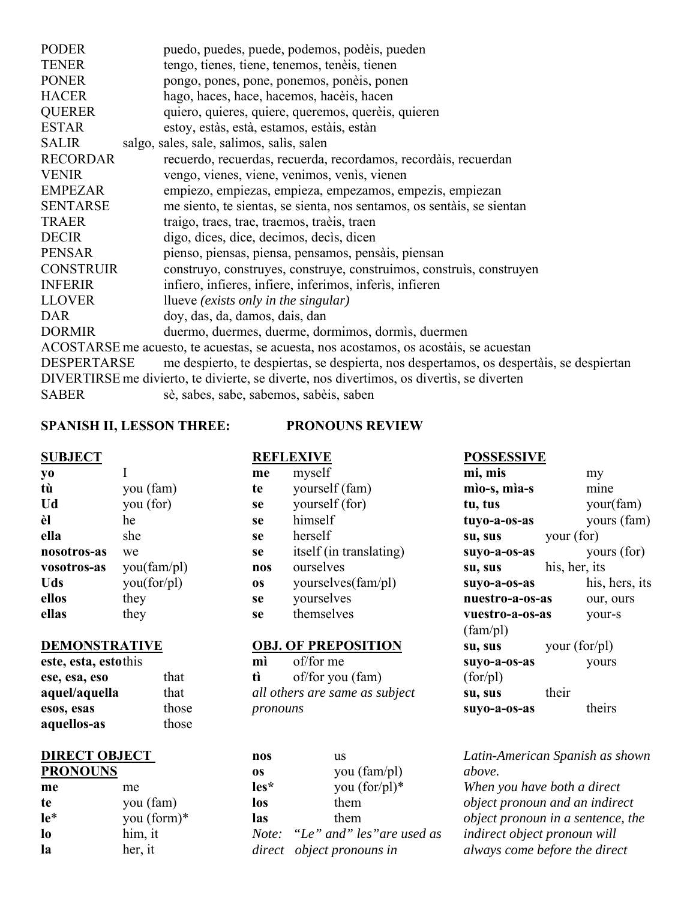| | |
|---|---|
| PODER | puedo, puedes, puede, podemos, podèis, pueden |
| TENER | tengo, tienes, tiene, tenemos, tenèis, tienen |
| PONER | pongo, pones, pone, ponemos, ponèis, ponen |
| HACER | hago, haces, hace, hacemos, hacèis, hacen |
| QUERER | quiero, quieres, quiere, queremos, querèis, quieren |
| ESTAR | estoy, estàs, està, estamos, estàis, estàn |
| SALIR | salgo, sales, sale, salimos, salìs, salen |
| RECORDAR | recuerdo, recuerdas, recuerda, recordamos, recordàis, recuerdan |
| VENIR | vengo, vienes, viene, venimos, venìs, vienen |
| EMPEZAR | empiezo, empiezas, empieza, empezamos, empezis, empiezan |
| SENTARSE | me siento, te sientas, se sienta, nos sentamos, os sentàis, se sientan |
| TRAER | traigo, traes, trae, traemos, traèis, traen |
| DECIR | digo, dices, dice, decimos, decìs, dicen |
| PENSAR | pienso, piensas, piensa, pensamos, pensàis, piensan |
| CONSTRUIR | construyo, construyes, construye, construimos, construìs, construyen |
| INFERIR | infiero, infieres, infiere, inferimos, inferìs, infieren |
| LLOVER | llueve *(exists only in the singular)* |
| DAR | doy, das, da, damos, dais, dan |
| DORMIR | duermo, duermes, duerme, dormimos, dormìs, duermen |
| ACOSTARSE | me acuesto, te acuestas, se acuesta, nos acostamos, os acostàis, se acuestan |
| DESPERTARSE | me despierto, te despiertas, se despierta, nos despertamos, os despertàis, se despiertan |
| DIVERTIRSE | me divierto, te divierte, se diverte, nos divertimos, os divertìs, se diverten |
| SABER | sè, sabes, sabe, sabemos, sabèis, saben |

## SPANISH II, LESSON THREE: PRONOUNS REVIEW

**SUBJECT**

| | |
|---|---|
| **yo** | I |
| **tù** | you (fam) |
| **Ud** | you (for) |
| **èl** | he |
| **ella** | she |
| **nosotros-as** | we |
| **vosotros-as** | you(fam/pl) |
| **Uds** | you(for/pl) |
| **ellos** | they |
| **ellas** | they |

**DEMONSTRATIVE**

| | |
|---|---|
| **este, esta, esto** | this |
| **ese, esa, eso** | that |
| **aquel/aquella** | that |
| **esos, esas** | those |
| **aquellos-as** | those |

**DIRECT OBJECT PRONOUNS**

| | |
|---|---|
| **me** | me |
| **te** | you (fam) |
| **le*** | you (form)* |
| **lo** | him, it |
| **la** | her, it |
| **nos** | us |
| **os** | you (fam/pl) |
| **les*** | you (for/pl)* |
| **los** | them |
| **las** | them |

*Note: "Le" and" les"are used as direct object pronouns in* Latin-American Spanish as shown above.

**REFLEXIVE**

| | |
|---|---|
| **me** | myself |
| **te** | yourself (fam) |
| **se** | yourself (for) |
| **se** | himself |
| **se** | herself |
| **se** | itself (in translating) |
| **nos** | ourselves |
| **os** | yourselves(fam/pl) |
| **se** | yourselves |
| **se** | themselves |

**OBJ. OF PREPOSITION**

| | |
|---|---|
| **mì** | of/for me |
| **tì** | of/for you (fam) |

*all others are same as subject pronouns*

**POSSESSIVE**

| | |
|---|---|
| **mi, mis** | my |
| **mìo-s, mìa-s** | mine |
| **tu, tus** | your(fam) |
| **tuyo-a-os-as** | yours (fam) |
| **su, sus** | your (for) |
| **suyo-a-os-as** | yours (for) |
| **su, sus** | his, her, its |
| **suyo-a-os-as** | his, hers, its |
| **nuestro-a-os-as** | our, ours |
| **vuestro-a-os-as** (fam/pl) | your-s |
| **su, sus** | your (for/pl) |
| **suyo-a-os-as** (for/pl) | yours |
| **su, sus** | their |
| **suyo-a-os-as** | theirs |

*When you have both a direct object pronoun and an indirect object pronoun in a sentence, the indirect object pronoun will always come before the direct*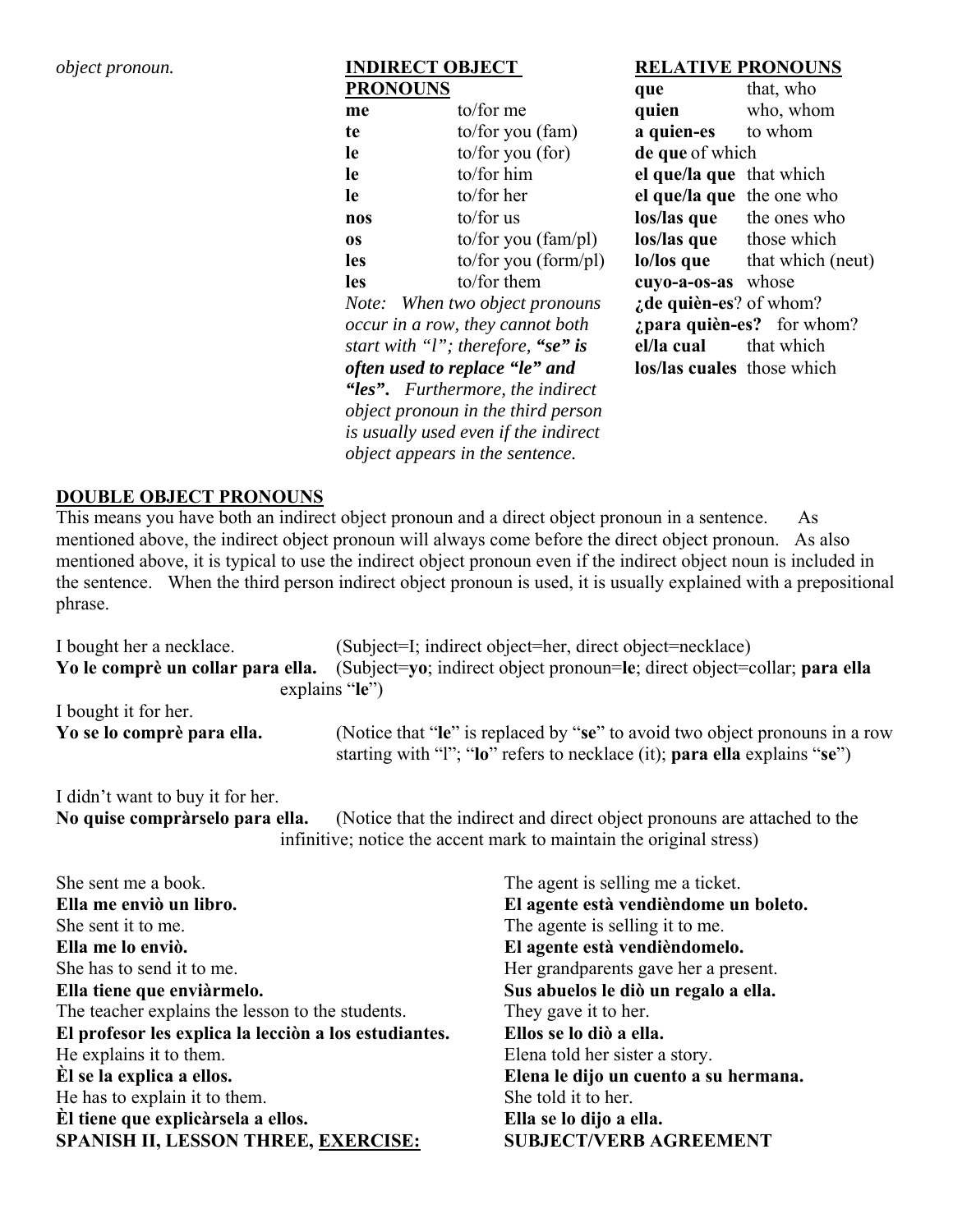*object pronoun.*

**INDIRECT OBJECT PRONOUNS**

| | |
|---|---|
| **me** | to/for me |
| **te** | to/for you (fam) |
| **le** | to/for you (for) |
| **le** | to/for him |
| **le** | to/for her |
| **nos** | to/for us |
| **os** | to/for you (fam/pl) |
| **les** | to/for you (form/pl) |
| **les** | to/for them |

*Note: When two object pronouns occur in a row, they cannot both start with "l"; therefore, **"se" is often used to replace "le" and "les".** Furthermore, the indirect object pronoun in the third person is usually used even if the indirect object appears in the sentence.*

**RELATIVE PRONOUNS**

| | |
|---|---|
| **que** | that, who |
| **quien** | who, whom |
| **a quien-es** | to whom |
| **de que** | of which |
| **el que/la que** | that which |
| **el que/la que** | the one who |
| **los/las que** | the ones who |
| **los/las que** | those which |
| **lo/los que** | that which (neut) |
| **cuyo-a-os-as** | whose |
| **¿de quièn-es**? | of whom? |
| **¿para quièn-es?** | for whom? |
| **el/la cual** | that which |
| **los/las cuales** | those which |

## DOUBLE OBJECT PRONOUNS

This means you have both an indirect object pronoun and a direct object pronoun in a sentence. As mentioned above, the indirect object pronoun will always come before the direct object pronoun. As also mentioned above, it is typical to use the indirect object pronoun even if the indirect object noun is included in the sentence. When the third person indirect object pronoun is used, it is usually explained with a prepositional phrase.

I bought her a necklace. (Subject=I; indirect object=her, direct object=necklace)
**Yo le comprè un collar para ella.** (Subject=**yo**; indirect object pronoun=**le**; direct object=collar; **para ella** explains "**le**")

I bought it for her.
**Yo se lo comprè para ella.** (Notice that "**le**" is replaced by "**se**" to avoid two object pronouns in a row starting with "l"; "**lo**" refers to necklace (it); **para ella** explains "**se**")

I didn't want to buy it for her.
**No quise compràrselo para ella.** (Notice that the indirect and direct object pronouns are attached to the infinitive; notice the accent mark to maintain the original stress)

She sent me a book.
**Ella me enviò un libro.**
She sent it to me.
**Ella me lo enviò.**
She has to send it to me.
**Ella tiene que enviàrmelo.**
The teacher explains the lesson to the students.
**El profesor les explica la lecciòn a los estudiantes.**
He explains it to them.
**Èl se la explica a ellos.**
He has to explain it to them.
**Èl tiene que explicàrsela a ellos.**

The agent is selling me a ticket.
**El agente està vendièndome un boleto.**
The agente is selling it to me.
**El agente està vendièndomelo.**
Her grandparents gave her a present.
**Sus abuelos le diò un regalo a ella.**
They gave it to her.
**Ellos se lo diò a ella.**
Elena told her sister a story.
**Elena le dijo un cuento a su hermana.**
She told it to her.
**Ella se lo dijo a ella.**

**SPANISH II, LESSON THREE, <u>EXERCISE:</u> SUBJECT/VERB AGREEMENT**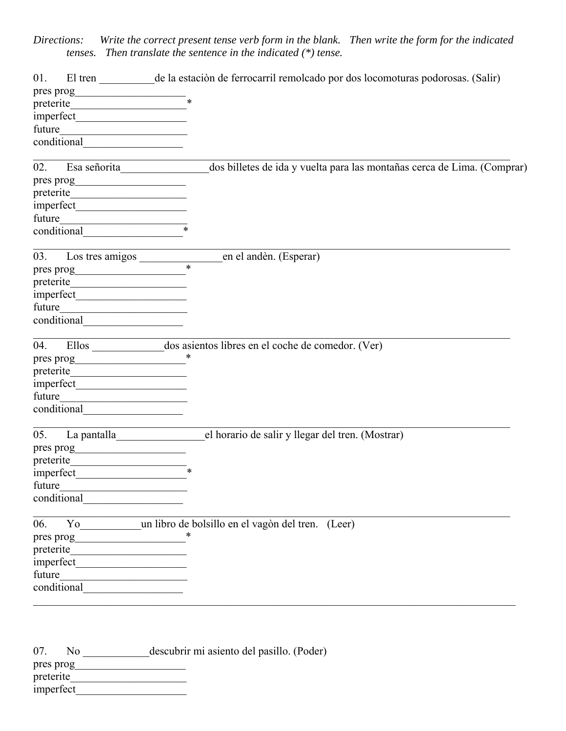*Directions: Write the correct present tense verb form in the blank. Then write the form for the indicated tenses. Then translate the sentence in the indicated (*) tense.*

01. El tren __________de la estaciòn de ferrocarril remolcado por dos locomoturas podorosas. (Salir)
pres prog____________________
preterite_____________________*
imperfect____________________
future________________________
conditional__________________

___

02. Esa señorita________________dos billetes de ida y vuelta para las montañas cerca de Lima. (Comprar)
pres prog____________________
preterite_____________________
imperfect____________________
future________________________
conditional__________________*

___

03. Los tres amigos _______________en el andèn. (Esperar)
pres prog____________________*
preterite_____________________
imperfect____________________
future________________________
conditional__________________

___

04. Ellos _____________dos asientos libres en el coche de comedor. (Ver)
pres prog____________________*
preterite_____________________
imperfect____________________
future________________________
conditional__________________

___

05. La pantalla________________el horario de salir y llegar del tren. (Mostrar)
pres prog____________________
preterite_____________________
imperfect____________________*
future________________________
conditional__________________

___

06. Yo___________un libro de bolsillo en el vagòn del tren. (Leer)
pres prog____________________*
preterite_____________________
imperfect____________________
future________________________
conditional__________________

___

07. No ____________descubrir mi asiento del pasillo. (Poder)
pres prog____________________
preterite_____________________
imperfect____________________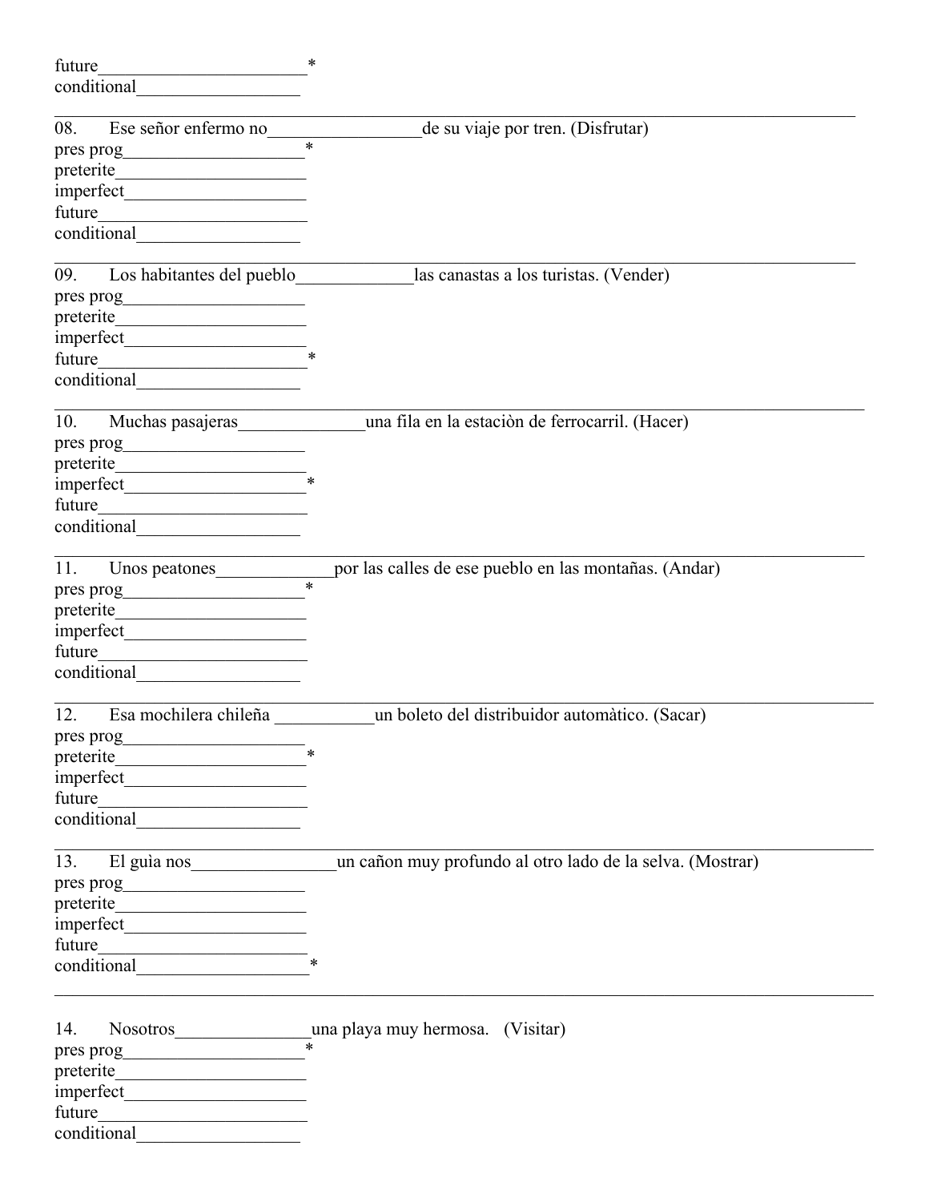future_______________________*
conditional__________________

---

08. Ese señor enfermo no_________________de su viaje por tren. (Disfrutar)
pres prog____________________*
preterite_____________________
imperfect____________________
future_______________________
conditional__________________

---

09. Los habitantes del pueblo_____________las canastas a los turistas. (Vender)
pres prog____________________
preterite_____________________
imperfect____________________
future_______________________*
conditional__________________

---

10. Muchas pasajeras______________una fila en la estaciòn de ferrocarril. (Hacer)
pres prog____________________
preterite_____________________
imperfect____________________*
future_______________________
conditional__________________

---

11. Unos peatones_____________por las calles de ese pueblo en las montañas. (Andar)
pres prog____________________*
preterite_____________________
imperfect____________________
future_______________________
conditional__________________

---

12. Esa mochilera chileña ___________un boleto del distribuidor automàtico. (Sacar)
pres prog____________________
preterite_____________________*
imperfect____________________
future_______________________
conditional__________________

---

13. El guìa nos________________un cañon muy profundo al otro lado de la selva. (Mostrar)
pres prog____________________
preterite_____________________
imperfect____________________
future_______________________
conditional__________________*

---

14. Nosotros_______________una playa muy hermosa. (Visitar)
pres prog____________________*
preterite_____________________
imperfect____________________
future_______________________
conditional__________________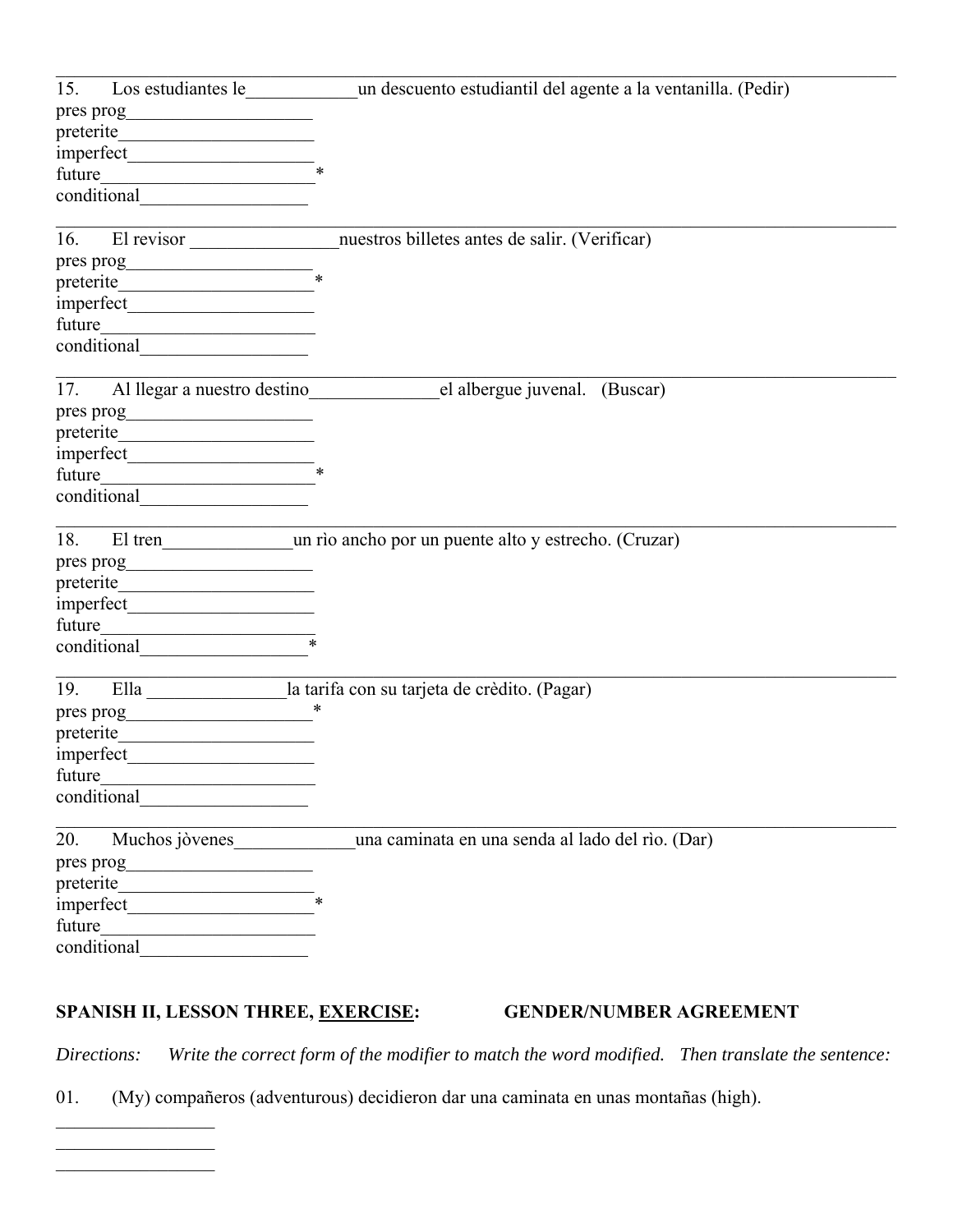---

15. Los estudiantes le____________un descuento estudiantil del agente a la ventanilla. (Pedir)
pres prog____________________
preterite_____________________
imperfect____________________
future_______________________*
conditional__________________

---

16. El revisor ________________nuestros billetes antes de salir. (Verificar)
pres prog____________________
preterite_____________________*
imperfect____________________
future_______________________
conditional__________________

---

17. Al llegar a nuestro destino______________el albergue juvenal. (Buscar)
pres prog____________________
preterite_____________________
imperfect____________________
future_______________________*
conditional__________________

---

18. El tren______________un rìo ancho por un puente alto y estrecho. (Cruzar)
pres prog____________________
preterite_____________________
imperfect____________________
future_______________________
conditional__________________*

---

19. Ella _______________la tarifa con su tarjeta de crèdito. (Pagar)
pres prog____________________*
preterite_____________________
imperfect____________________
future_______________________
conditional__________________

---

20. Muchos jòvenes_____________una caminata en una senda al lado del rìo. (Dar)
pres prog____________________
preterite_____________________
imperfect____________________*
future_______________________
conditional__________________

**SPANISH II, LESSON THREE, <u>EXERCISE</u>: GENDER/NUMBER AGREEMENT**

*Directions: Write the correct form of the modifier to match the word modified. Then translate the sentence:*

01. (My) compañeros (adventurous) decidieron dar una caminata en unas montañas (high).

_________________
_________________
_________________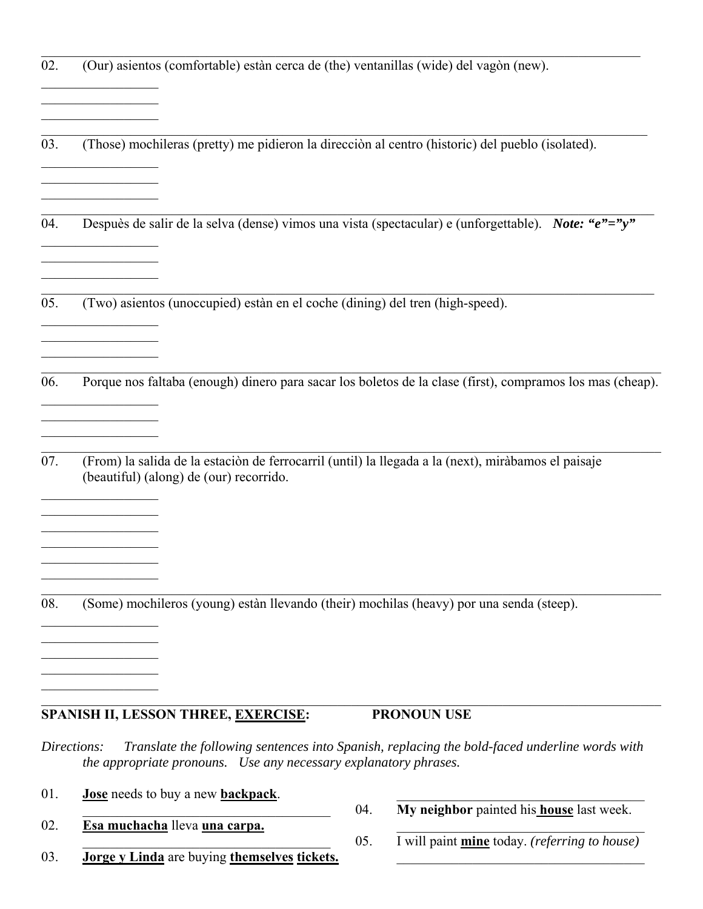02. (Our) asientos (comfortable) estàn cerca de (the) ventanillas (wide) del vagòn (new).

_________________
_________________
_________________

03. (Those) mochileras (pretty) me pidieron la direcciòn al centro (historic) del pueblo (isolated).

_________________
_________________
_________________

04. Despuès de salir de la selva (dense) vimos una vista (spectacular) e (unforgettable). ***Note: "e"="y"***

_________________
_________________
_________________

05. (Two) asientos (unoccupied) estàn en el coche (dining) del tren (high-speed).

_________________
_________________
_________________

06. Porque nos faltaba (enough) dinero para sacar los boletos de la clase (first), compramos los mas (cheap).

_________________
_________________
_________________

07. (From) la salida de la estaciòn de ferrocarril (until) la llegada a la (next), miràbamos el paisaje (beautiful) (along) de (our) recorrido.

_________________
_________________
_________________
_________________
_________________
_________________

08. (Some) mochileros (young) estàn llevando (their) mochilas (heavy) por una senda (steep).

_________________
_________________
_________________
_________________
_________________

## SPANISH II, LESSON THREE, EXERCISE: PRONOUN USE

*Directions: Translate the following sentences into Spanish, replacing the bold-faced underline words with the appropriate pronouns. Use any necessary explanatory phrases.*

01. **Jose** needs to buy a new **backpack**.

_________________________________

02. **Esa muchacha** lleva **una carpa.**

_________________________________

03. **Jorge y Linda** are buying **themselves** **tickets.**

_________________________________

04. **My neighbor** painted his **house** last week.

_________________________________

05. I will paint **mine** today. *(referring to house)*

_________________________________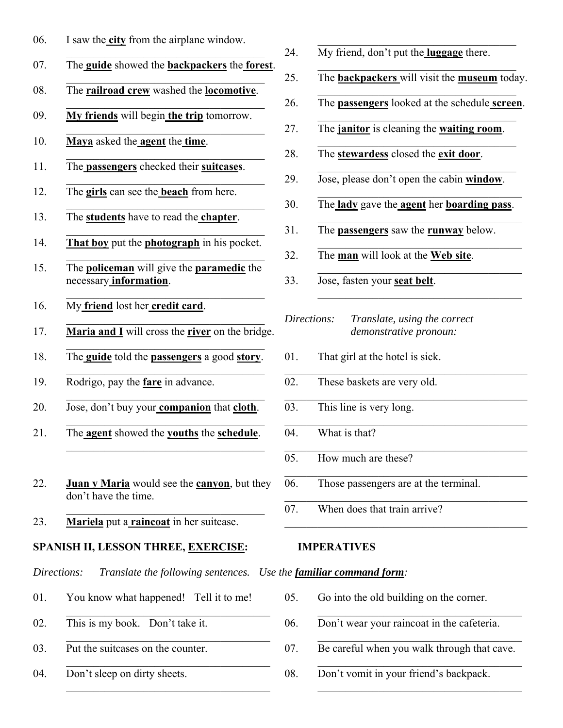06. I saw the **city** from the airplane window.

___

07. The **guide** showed the **backpackers** the **forest**.

___

08. The **railroad crew** washed the **locomotive**.

___

09. **My friends** will begin **the trip** tomorrow.

___

10. **Maya** asked the **agent** the **time**.

___

11. The **passengers** checked their **suitcases**.

___

12. The **girls** can see the **beach** from here.

___

13. The **students** have to read the **chapter**.

___

14. **That boy** put the **photograph** in his pocket.

___

15. The **policeman** will give the **paramedic** the necessary **information**.

___

16. My **friend** lost her **credit card**.

___

17. **Maria and I** will cross the **river** on the bridge.

___

18. The **guide** told the **passengers** a good **story**.

___

19. Rodrigo, pay the **fare** in advance.

___

20. Jose, don't buy your **companion** that **cloth**.

___

21. The **agent** showed the **youths** the **schedule**.

___

22. **Juan y Maria** would see the **canyon**, but they don't have the time.

___

23. **Mariela** put a **raincoat** in her suitcase.

___

24. My friend, don't put the **luggage** there.

___

25. The **backpackers** will visit the **museum** today.

___

26. The **passengers** looked at the schedule **screen**.

___

27. The **janitor** is cleaning the **waiting room**.

___

28. The **stewardess** closed the **exit door**.

___

29. Jose, please don't open the cabin **window**.

___

30. The **lady** gave the **agent** her **boarding pass**.

___

31. The **passengers** saw the **runway** below.

___

32. The **man** will look at the **Web site**.

___

33. Jose, fasten your **seat belt**.

___

*Directions: Translate, using the correct demonstrative pronoun:*

01. That girl at the hotel is sick.

___

02. These baskets are very old.

___

03. This line is very long.

___

04. What is that?

___

05. How much are these?

___

06. Those passengers are at the terminal.

___

07. When does that train arrive?

___

**SPANISH II, LESSON THREE, <u>EXERCISE</u>: IMPERATIVES**

*Directions: Translate the following sentences. Use the **<u>familiar command form</u>**:*

01. You know what happened! Tell it to me!

___

02. This is my book. Don't take it.

___

03. Put the suitcases on the counter.

___

04. Don't sleep on dirty sheets.

___

05. Go into the old building on the corner.

___

06. Don't wear your raincoat in the cafeteria.

___

07. Be careful when you walk through that cave.

___

08. Don't vomit in your friend's backpack.

___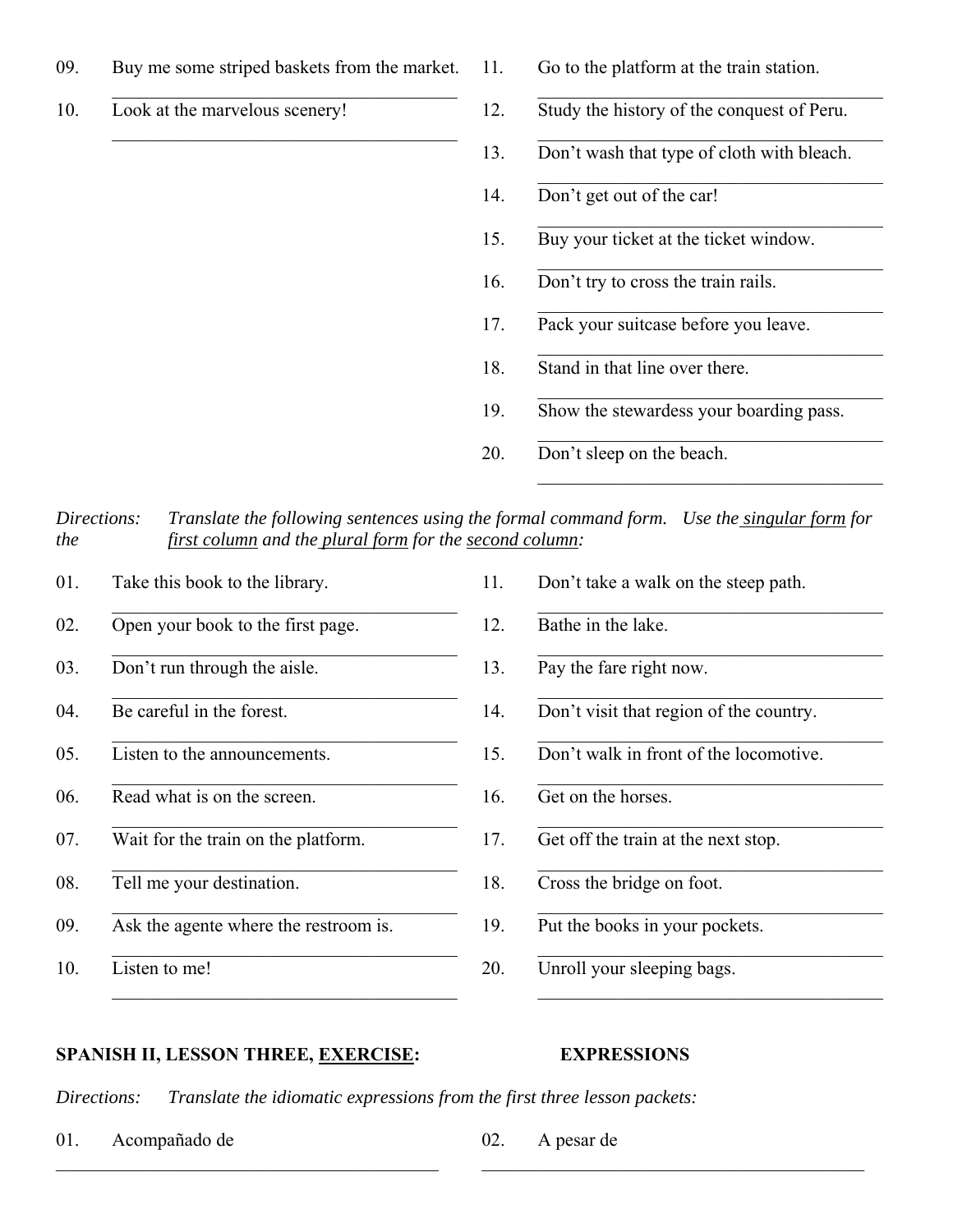09. Buy me some striped baskets from the market.

10. Look at the marvelous scenery!

11. Go to the platform at the train station.

12. Study the history of the conquest of Peru.

13. Don't wash that type of cloth with bleach.

14. Don't get out of the car!

15. Buy your ticket at the ticket window.

16. Don't try to cross the train rails.

17. Pack your suitcase before you leave.

18. Stand in that line over there.

19. Show the stewardess your boarding pass.

20. Don't sleep on the beach.

*Directions: Translate the following sentences using the formal command form. Use the <u>singular form</u> for the <u>first column</u> and the <u>plural form</u> for the <u>second column</u>:*

01. Take this book to the library.

02. Open your book to the first page.

03. Don't run through the aisle.

04. Be careful in the forest.

05. Listen to the announcements.

06. Read what is on the screen.

07. Wait for the train on the platform.

08. Tell me your destination.

09. Ask the agente where the restroom is.

10. Listen to me!

11. Don't take a walk on the steep path.

12. Bathe in the lake.

13. Pay the fare right now.

14. Don't visit that region of the country.

15. Don't walk in front of the locomotive.

16. Get on the horses.

17. Get off the train at the next stop.

18. Cross the bridge on foot.

19. Put the books in your pockets.

20. Unroll your sleeping bags.

**SPANISH II, LESSON THREE, <u>EXERCISE</u>: EXPRESSIONS**

*Directions: Translate the idiomatic expressions from the first three lesson packets:*

01. Acompañado de

02. A pesar de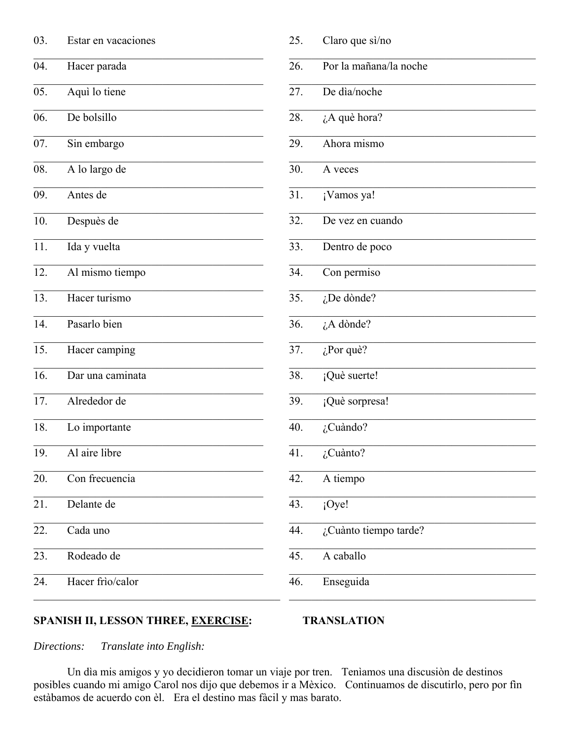03. Estar en vacaciones

04. Hacer parada

05. Aquì lo tiene

06. De bolsillo

07. Sin embargo

08. A lo largo de

09. Antes de

10. Despuès de

11. Ida y vuelta

12. Al mismo tiempo

13. Hacer turismo

14. Pasarlo bien

15. Hacer camping

16. Dar una caminata

17. Alrededor de

18. Lo importante

19. Al aire libre

20. Con frecuencia

21. Delante de

22. Cada uno

23. Rodeado de

24. Hacer frìo/calor

25. Claro que sì/no

26. Por la mañana/la noche

27. De dìa/noche

28. ¿A què hora?

29. Ahora mismo

30. A veces

31. ¡Vamos ya!

32. De vez en cuando

33. Dentro de poco

34. Con permiso

35. ¿De dònde?

36. ¿A dònde?

37. ¿Por què?

38. ¡Què suerte!

39. ¡Què sorpresa!

40. ¿Cuàndo?

41. ¿Cuànto?

42. A tiempo

43. ¡Oye!

44. ¿Cuànto tiempo tarde?

45. A caballo

46. Enseguida

**SPANISH II, LESSON THREE, <u>EXERCISE</u>: TRANSLATION**

*Directions: Translate into English:*

Un dìa mis amigos y yo decidieron tomar un viaje por tren. Tenìamos una discusiòn de destinos posibles cuando mi amigo Carol nos dijo que debemos ir a Mèxico. Continuamos de discutirlo, pero por fin estàbamos de acuerdo con èl. Era el destino mas fàcil y mas barato.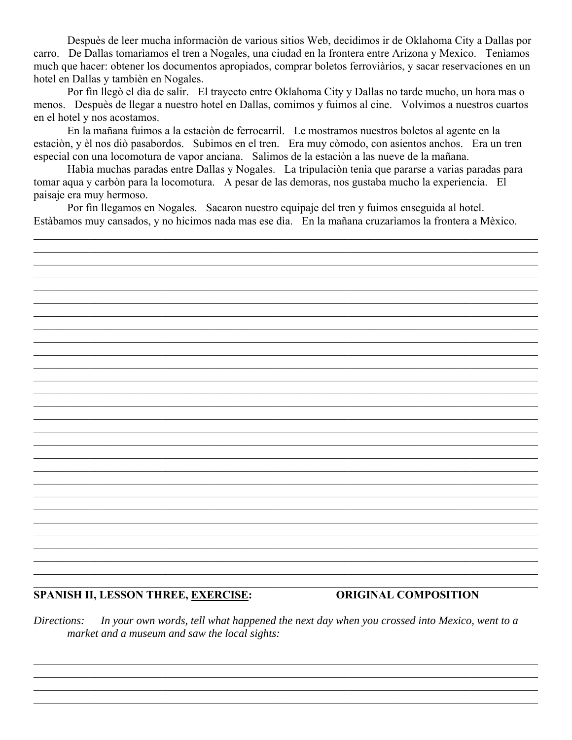Despuès de leer mucha informaciòn de various sitios Web, decidimos ir de Oklahoma City a Dallas por carro. De Dallas tomarìamos el tren a Nogales, una ciudad en la frontera entre Arizona y Mexico. Tenìamos much que hacer: obtener los documentos apropiados, comprar boletos ferroviàrios, y sacar reservaciones en un hotel en Dallas y tambièn en Nogales.

Por fìn llegò el dìa de salir. El trayecto entre Oklahoma City y Dallas no tarde mucho, un hora mas o menos. Despuès de llegar a nuestro hotel en Dallas, comimos y fuimos al cine. Volvimos a nuestros cuartos en el hotel y nos acostamos.

En la mañana fuimos a la estaciòn de ferrocarril. Le mostramos nuestros boletos al agente en la estaciòn, y èl nos diò pasabordos. Subimos en el tren. Era muy còmodo, con asientos anchos. Era un tren especial con una locomotura de vapor anciana. Salimos de la estaciòn a las nueve de la mañana.

Habìa muchas paradas entre Dallas y Nogales. La tripulaciòn tenìa que pararse a varias paradas para tomar aqua y carbòn para la locomotura. A pesar de las demoras, nos gustaba mucho la experiencia. El paisaje era muy hermoso.

Por fìn llegamos en Nogales. Sacaron nuestro equipaje del tren y fuimos enseguida al hotel. Estàbamos muy cansados, y no hicimos nada mas ese dìa. En la mañana cruzarìamos la frontera a Mèxico.

**SPANISH II, LESSON THREE, <u>EXERCISE</u>: ORIGINAL COMPOSITION**

*Directions: In your own words, tell what happened the next day when you crossed into Mexico, went to a market and a museum and saw the local sights:*